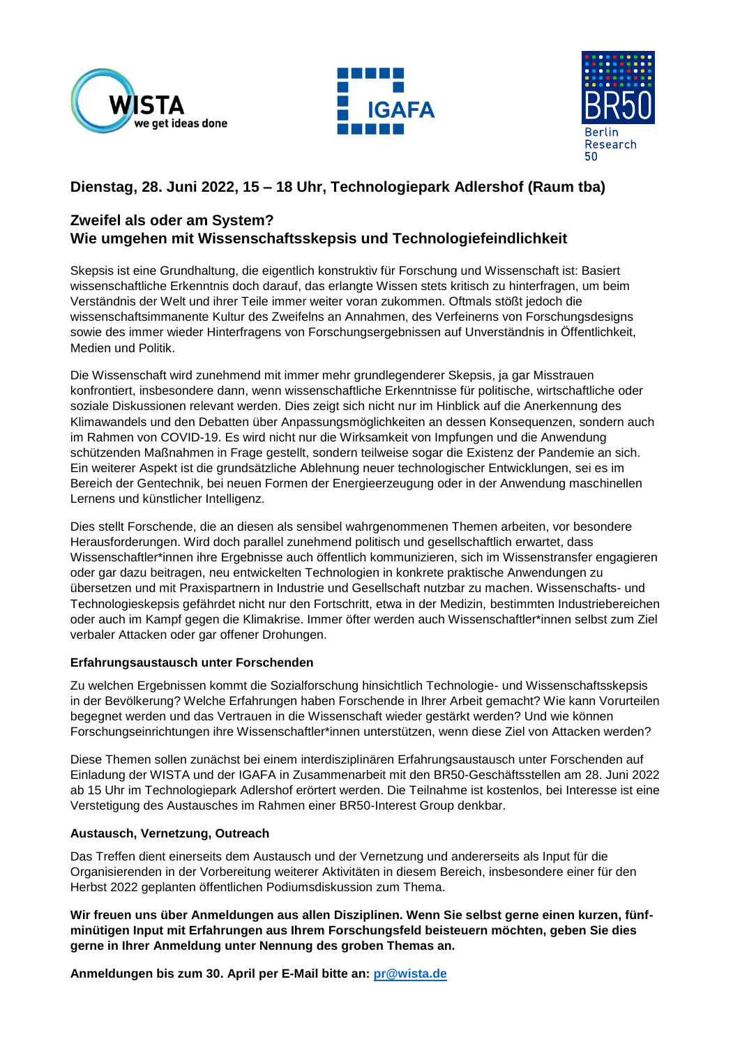**Dienstag, 28. Juni 2022, 15 – 18 Uhr, Technologiepark Adlershof (Raum tba)**

# Zweifel als oder am System?
# Wie umgehen mit Wissenschaftsskepsis und Technologiefeindlichkeit

Skepsis ist eine Grundhaltung, die eigentlich konstruktiv für Forschung und Wissenschaft ist: Basiert wissenschaftliche Erkenntnis doch darauf, das erlangte Wissen stets kritisch zu hinterfragen, um beim Verständnis der Welt und ihrer Teile immer weiter voran zukommen. Oftmals stößt jedoch die wissenschaftsimmanente Kultur des Zweifelns an Annahmen, des Verfeinerns von Forschungsdesigns sowie des immer wieder Hinterfragens von Forschungsergebnissen auf Unverständnis in Öffentlichkeit, Medien und Politik.

Die Wissenschaft wird zunehmend mit immer mehr grundlegenderer Skepsis, ja gar Misstrauen konfrontiert, insbesondere dann, wenn wissenschaftliche Erkenntnisse für politische, wirtschaftliche oder soziale Diskussionen relevant werden. Dies zeigt sich nicht nur im Hinblick auf die Anerkennung des Klimawandels und den Debatten über Anpassungsmöglichkeiten an dessen Konsequenzen, sondern auch im Rahmen von COVID-19. Es wird nicht nur die Wirksamkeit von Impfungen und die Anwendung schützenden Maßnahmen in Frage gestellt, sondern teilweise sogar die Existenz der Pandemie an sich. Ein weiterer Aspekt ist die grundsätzliche Ablehnung neuer technologischer Entwicklungen, sei es im Bereich der Gentechnik, bei neuen Formen der Energieerzeugung oder in der Anwendung maschinellen Lernens und künstlicher Intelligenz.

Dies stellt Forschende, die an diesen als sensibel wahrgenommenen Themen arbeiten, vor besondere Herausforderungen. Wird doch parallel zunehmend politisch und gesellschaftlich erwartet, dass Wissenschaftler*innen ihre Ergebnisse auch öffentlich kommunizieren, sich im Wissenstransfer engagieren oder gar dazu beitragen, neu entwickelten Technologien in konkrete praktische Anwendungen zu übersetzen und mit Praxispartnern in Industrie und Gesellschaft nutzbar zu machen. Wissenschafts- und Technologieskepsis gefährdet nicht nur den Fortschritt, etwa in der Medizin, bestimmten Industriebereichen oder auch im Kampf gegen die Klimakrise. Immer öfter werden auch Wissenschaftler*innen selbst zum Ziel verbaler Attacken oder gar offener Drohungen.

### Erfahrungsaustausch unter Forschenden

Zu welchen Ergebnissen kommt die Sozialforschung hinsichtlich Technologie- und Wissenschaftsskepsis in der Bevölkerung? Welche Erfahrungen haben Forschende in Ihrer Arbeit gemacht? Wie kann Vorurteilen begegnet werden und das Vertrauen in die Wissenschaft wieder gestärkt werden? Und wie können Forschungseinrichtungen ihre Wissenschaftler*innen unterstützen, wenn diese Ziel von Attacken werden?

Diese Themen sollen zunächst bei einem interdisziplinären Erfahrungsaustausch unter Forschenden auf Einladung der WISTA und der IGAFA in Zusammenarbeit mit den BR50-Geschäftsstellen am 28. Juni 2022 ab 15 Uhr im Technologiepark Adlershof erörtert werden. Die Teilnahme ist kostenlos, bei Interesse ist eine Verstetigung des Austausches im Rahmen einer BR50-Interest Group denkbar.

### Austausch, Vernetzung, Outreach

Das Treffen dient einerseits dem Austausch und der Vernetzung und andererseits als Input für die Organisierenden in der Vorbereitung weiterer Aktivitäten in diesem Bereich, insbesondere einer für den Herbst 2022 geplanten öffentlichen Podiumsdiskussion zum Thema.

**Wir freuen uns über Anmeldungen aus allen Disziplinen. Wenn Sie selbst gerne einen kurzen, fünf-minütigen Input mit Erfahrungen aus Ihrem Forschungsfeld beisteuern möchten, geben Sie dies gerne in Ihrer Anmeldung unter Nennung des groben Themas an.**

**Anmeldungen bis zum 30. April per E-Mail bitte an: pr@wista.de**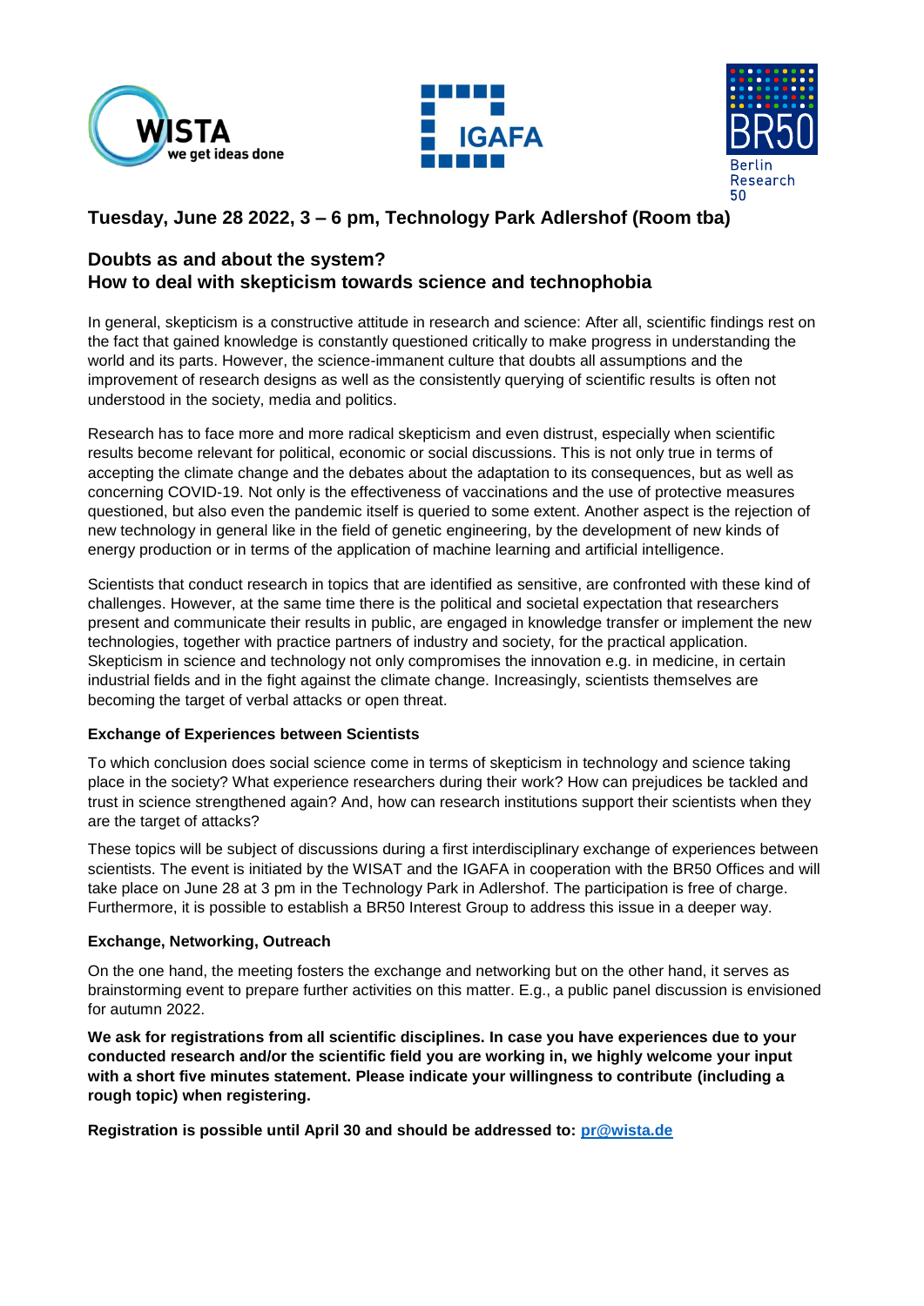**Tuesday, June 28 2022, 3 – 6 pm, Technology Park Adlershof (Room tba)**

## Doubts as and about the system?
## How to deal with skepticism towards science and technophobia

In general, skepticism is a constructive attitude in research and science: After all, scientific findings rest on the fact that gained knowledge is constantly questioned critically to make progress in understanding the world and its parts. However, the science-immanent culture that doubts all assumptions and the improvement of research designs as well as the consistently querying of scientific results is often not understood in the society, media and politics.

Research has to face more and more radical skepticism and even distrust, especially when scientific results become relevant for political, economic or social discussions. This is not only true in terms of accepting the climate change and the debates about the adaptation to its consequences, but as well as concerning COVID-19. Not only is the effectiveness of vaccinations and the use of protective measures questioned, but also even the pandemic itself is queried to some extent. Another aspect is the rejection of new technology in general like in the field of genetic engineering, by the development of new kinds of energy production or in terms of the application of machine learning and artificial intelligence.

Scientists that conduct research in topics that are identified as sensitive, are confronted with these kind of challenges. However, at the same time there is the political and societal expectation that researchers present and communicate their results in public, are engaged in knowledge transfer or implement the new technologies, together with practice partners of industry and society, for the practical application. Skepticism in science and technology not only compromises the innovation e.g. in medicine, in certain industrial fields and in the fight against the climate change. Increasingly, scientists themselves are becoming the target of verbal attacks or open threat.

### Exchange of Experiences between Scientists

To which conclusion does social science come in terms of skepticism in technology and science taking place in the society? What experience researchers during their work? How can prejudices be tackled and trust in science strengthened again? And, how can research institutions support their scientists when they are the target of attacks?

These topics will be subject of discussions during a first interdisciplinary exchange of experiences between scientists. The event is initiated by the WISAT and the IGAFA in cooperation with the BR50 Offices and will take place on June 28 at 3 pm in the Technology Park in Adlershof. The participation is free of charge. Furthermore, it is possible to establish a BR50 Interest Group to address this issue in a deeper way.

### Exchange, Networking, Outreach

On the one hand, the meeting fosters the exchange and networking but on the other hand, it serves as brainstorming event to prepare further activities on this matter. E.g., a public panel discussion is envisioned for autumn 2022.

**We ask for registrations from all scientific disciplines. In case you have experiences due to your conducted research and/or the scientific field you are working in, we highly welcome your input with a short five minutes statement. Please indicate your willingness to contribute (including a rough topic) when registering.**

**Registration is possible until April 30 and should be addressed to: pr@wista.de**